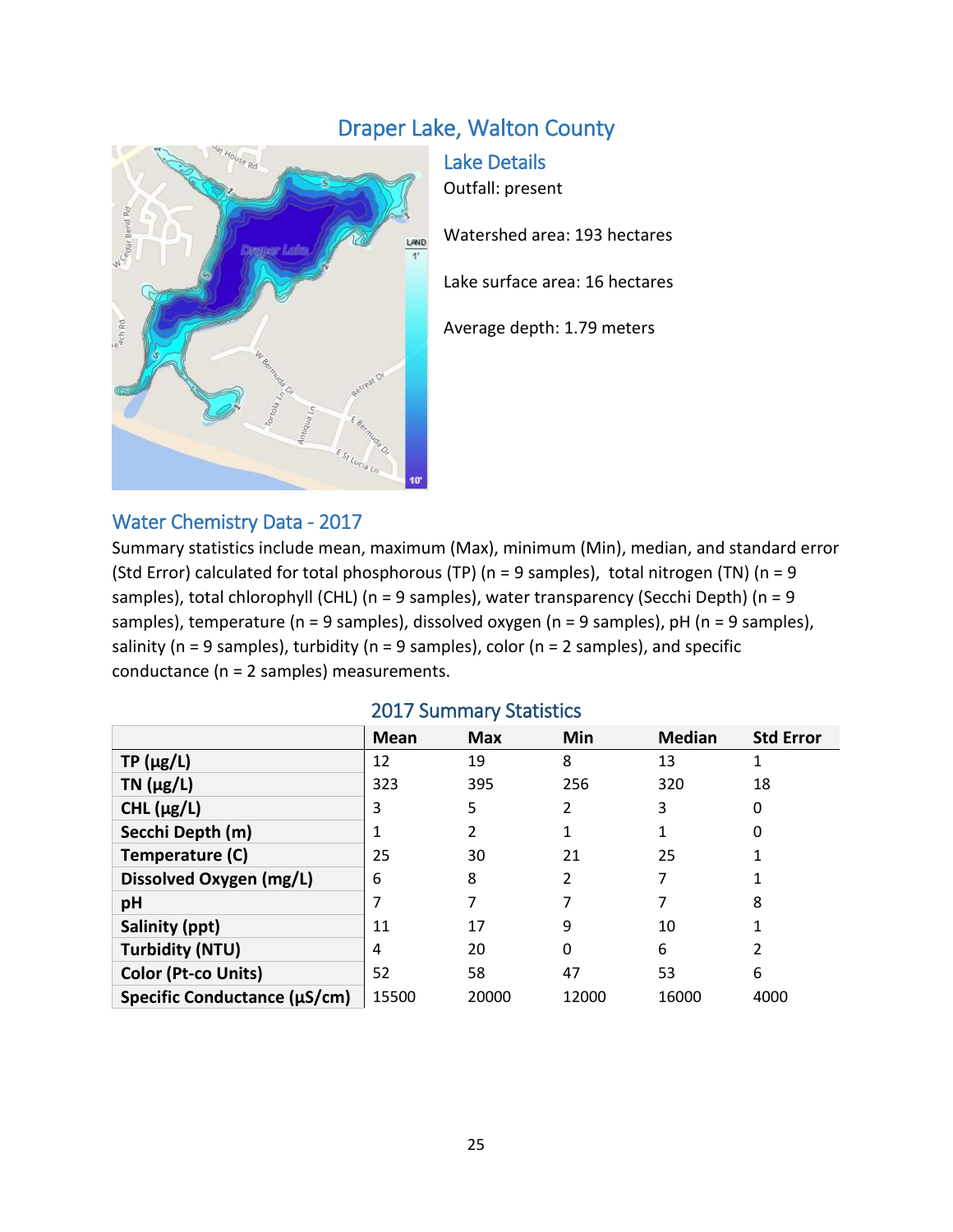# Draper Lake, Walton County

## Lake Details

Outfall: present

Watershed area: 193 hectares

Lake surface area: 16 hectares

Average depth: 1.79 meters

## Water Chemistry Data - 2017

Summary statistics include mean, maximum (Max), minimum (Min), median, and standard error (Std Error) calculated for total phosphorous (TP) (n = 9 samples), total nitrogen (TN) (n = 9 samples), total chlorophyll (CHL) (n = 9 samples), water transparency (Secchi Depth) (n = 9 samples), temperature (n = 9 samples), dissolved oxygen (n = 9 samples), pH (n = 9 samples), salinity (n = 9 samples), turbidity (n = 9 samples), color (n = 2 samples), and specific conductance (n = 2 samples) measurements.

### 2017 Summary Statistics

| | Mean | Max | Min | Median | Std Error |
|---|---|---|---|---|---|
| **TP (µg/L)** | 12 | 19 | 8 | 13 | 1 |
| **TN (µg/L)** | 323 | 395 | 256 | 320 | 18 |
| **CHL (µg/L)** | 3 | 5 | 2 | 3 | 0 |
| **Secchi Depth (m)** | 1 | 2 | 1 | 1 | 0 |
| **Temperature (C)** | 25 | 30 | 21 | 25 | 1 |
| **Dissolved Oxygen (mg/L)** | 6 | 8 | 2 | 7 | 1 |
| **pH** | 7 | 7 | 7 | 7 | 8 |
| **Salinity (ppt)** | 11 | 17 | 9 | 10 | 1 |
| **Turbidity (NTU)** | 4 | 20 | 0 | 6 | 2 |
| **Color (Pt-co Units)** | 52 | 58 | 47 | 53 | 6 |
| **Specific Conductance (µS/cm)** | 15500 | 20000 | 12000 | 16000 | 4000 |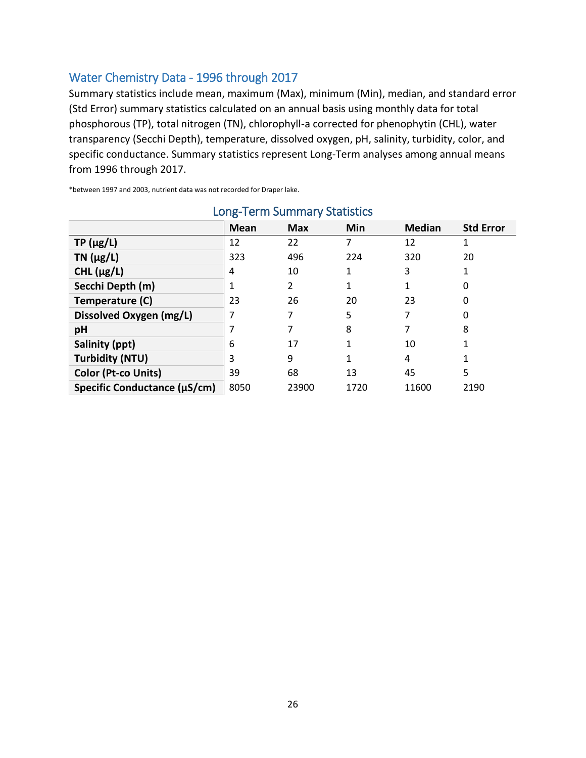## Water Chemistry Data - 1996 through 2017

Summary statistics include mean, maximum (Max), minimum (Min), median, and standard error (Std Error) summary statistics calculated on an annual basis using monthly data for total phosphorous (TP), total nitrogen (TN), chlorophyll-a corrected for phenophytin (CHL), water transparency (Secchi Depth), temperature, dissolved oxygen, pH, salinity, turbidity, color, and specific conductance. Summary statistics represent Long-Term analyses among annual means from 1996 through 2017.

*between 1997 and 2003, nutrient data was not recorded for Draper lake.

### Long-Term Summary Statistics

| | Mean | Max | Min | Median | Std Error |
|---|---|---|---|---|---|
| **TP (µg/L)** | 12 | 22 | 7 | 12 | 1 |
| **TN (µg/L)** | 323 | 496 | 224 | 320 | 20 |
| **CHL (µg/L)** | 4 | 10 | 1 | 3 | 1 |
| **Secchi Depth (m)** | 1 | 2 | 1 | 1 | 0 |
| **Temperature (C)** | 23 | 26 | 20 | 23 | 0 |
| **Dissolved Oxygen (mg/L)** | 7 | 7 | 5 | 7 | 0 |
| **pH** | 7 | 7 | 8 | 7 | 8 |
| **Salinity (ppt)** | 6 | 17 | 1 | 10 | 1 |
| **Turbidity (NTU)** | 3 | 9 | 1 | 4 | 1 |
| **Color (Pt-co Units)** | 39 | 68 | 13 | 45 | 5 |
| **Specific Conductance (µS/cm)** | 8050 | 23900 | 1720 | 11600 | 2190 |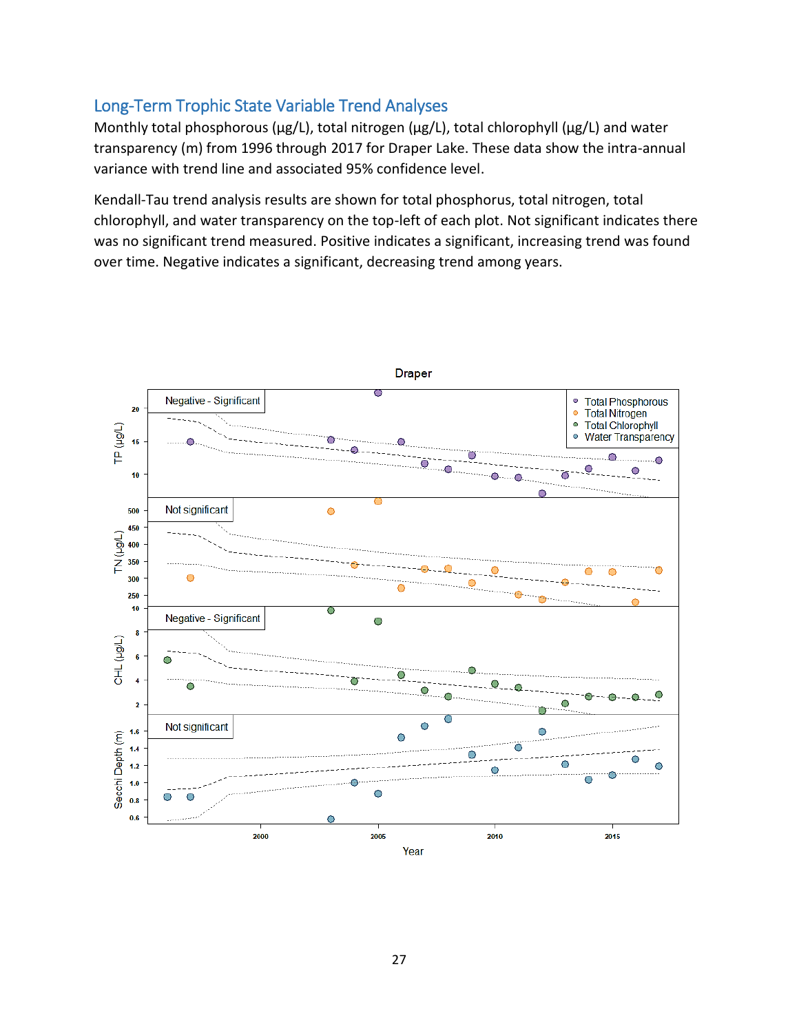## Long-Term Trophic State Variable Trend Analyses

Monthly total phosphorous (µg/L), total nitrogen (µg/L), total chlorophyll (µg/L) and water transparency (m) from 1996 through 2017 for Draper Lake. These data show the intra-annual variance with trend line and associated 95% confidence level.

Kendall-Tau trend analysis results are shown for total phosphorus, total nitrogen, total chlorophyll, and water transparency on the top-left of each plot. Not significant indicates there was no significant trend measured. Positive indicates a significant, increasing trend was found over time. Negative indicates a significant, decreasing trend among years.

Draper

Negative - Significant

Total Phosphorous
Total Nitrogen
Total Chlorophyll
Water Transparency

TP (µg/L)

20
15
10

Not significant

TN (µg/L)

500
450
400
350
300
250

Negative - Significant

CHL (µg/L)

10
8
6
4
2

Not significant

Secchi Depth (m)

1.6
1.4
1.2
1.0
0.8
0.6

2000
2005
2010
2015

Year